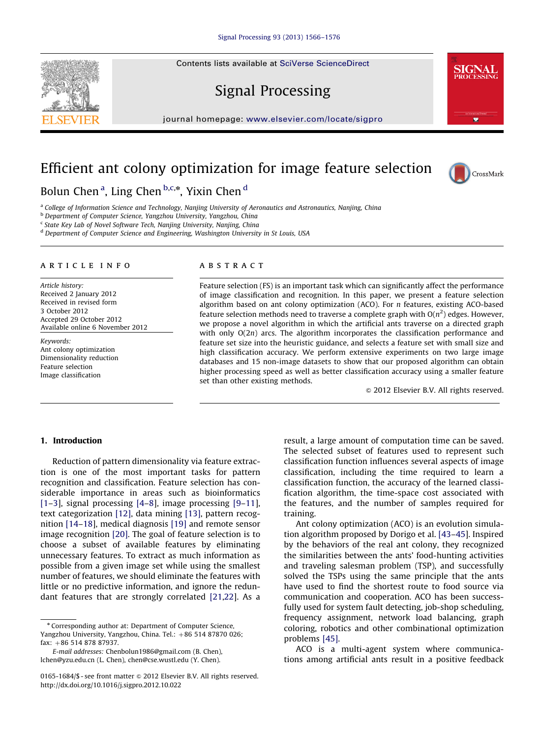# Efficient ant colony optimization for image feature selection

Bolun Chen [a], Ling Chen [b,c,*], Yixin Chen [d]

[a] College of Information Science and Technology, Nanjing University of Aeronautics and Astronautics, Nanjing, China
[b] Department of Computer Science, Yangzhou University, Yangzhou, China
[c] State Key Lab of Novel Software Tech, Nanjing University, Nanjing, China
[d] Department of Computer Science and Engineering, Washington University in St Louis, USA

## ARTICLE INFO

*Article history:*
Received 2 January 2012
Received in revised form
3 October 2012
Accepted 29 October 2012
Available online 6 November 2012

*Keywords:*
Ant colony optimization
Dimensionality reduction
Feature selection
Image classification

## ABSTRACT

Feature selection (FS) is an important task which can significantly affect the performance of image classification and recognition. In this paper, we present a feature selection algorithm based on ant colony optimization (ACO). For $n$ features, existing ACO-based feature selection methods need to traverse a complete graph with $O(n^2)$ edges. However, we propose a novel algorithm in which the artificial ants traverse on a directed graph with only $O(2n)$ arcs. The algorithm incorporates the classification performance and feature set size into the heuristic guidance, and selects a feature set with small size and high classification accuracy. We perform extensive experiments on two large image databases and 15 non-image datasets to show that our proposed algorithm can obtain higher processing speed as well as better classification accuracy using a smaller feature set than other existing methods.

© 2012 Elsevier B.V. All rights reserved.

## 1. Introduction

Reduction of pattern dimensionality via feature extraction is one of the most important tasks for pattern recognition and classification. Feature selection has considerable importance in areas such as bioinformatics [1–3], signal processing [4–8], image processing [9–11], text categorization [12], data mining [13], pattern recognition [14–18], medical diagnosis [19] and remote sensor image recognition [20]. The goal of feature selection is to choose a subset of available features by eliminating unnecessary features. To extract as much information as possible from a given image set while using the smallest number of features, we should eliminate the features with little or no predictive information, and ignore the redundant features that are strongly correlated [21,22]. As a result, a large amount of computation time can be saved. The selected subset of features used to represent such classification function influences several aspects of image classification, including the time required to learn a classification function, the accuracy of the learned classification algorithm, the time-space cost associated with the features, and the number of samples required for training.

Ant colony optimization (ACO) is an evolution simulation algorithm proposed by Dorigo et al. [43–45]. Inspired by the behaviors of the real ant colony, they recognized the similarities between the ants' food-hunting activities and traveling salesman problem (TSP), and successfully solved the TSPs using the same principle that the ants have used to find the shortest route to food source via communication and cooperation. ACO has been successfully used for system fault detecting, job-shop scheduling, frequency assignment, network load balancing, graph coloring, robotics and other combinational optimization problems [45].

ACO is a multi-agent system where communications among artificial ants result in a positive feedback

---

* Corresponding author at: Department of Computer Science, Yangzhou University, Yangzhou, China. Tel.: +86 514 87870 026; fax: +86 514 878 87937.

*E-mail addresses:* Chenbolun1986@gmail.com (B. Chen), lchen@yzu.edu.cn (L. Chen), chen@cse.wustl.edu (Y. Chen).

0165-1684/$ - see front matter © 2012 Elsevier B.V. All rights reserved.
http://dx.doi.org/10.1016/j.sigpro.2012.10.022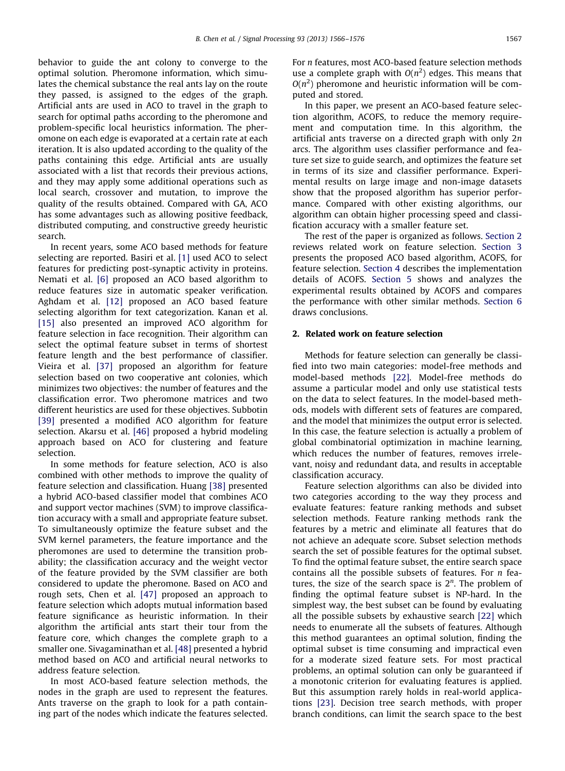behavior to guide the ant colony to converge to the optimal solution. Pheromone information, which simulates the chemical substance the real ants lay on the route they passed, is assigned to the edges of the graph. Artificial ants are used in ACO to travel in the graph to search for optimal paths according to the pheromone and problem-specific local heuristics information. The pheromone on each edge is evaporated at a certain rate at each iteration. It is also updated according to the quality of the paths containing this edge. Artificial ants are usually associated with a list that records their previous actions, and they may apply some additional operations such as local search, crossover and mutation, to improve the quality of the results obtained. Compared with GA, ACO has some advantages such as allowing positive feedback, distributed computing, and constructive greedy heuristic search.

In recent years, some ACO based methods for feature selecting are reported. Basiri et al. [1] used ACO to select features for predicting post-synaptic activity in proteins. Nemati et al. [6] proposed an ACO based algorithm to reduce features size in automatic speaker verification. Aghdam et al. [12] proposed an ACO based feature selecting algorithm for text categorization. Kanan et al. [15] also presented an improved ACO algorithm for feature selection in face recognition. Their algorithm can select the optimal feature subset in terms of shortest feature length and the best performance of classifier. Vieira et al. [37] proposed an algorithm for feature selection based on two cooperative ant colonies, which minimizes two objectives: the number of features and the classification error. Two pheromone matrices and two different heuristics are used for these objectives. Subbotin [39] presented a modified ACO algorithm for feature selection. Akarsu et al. [46] proposed a hybrid modeling approach based on ACO for clustering and feature selection.

In some methods for feature selection, ACO is also combined with other methods to improve the quality of feature selection and classification. Huang [38] presented a hybrid ACO-based classifier model that combines ACO and support vector machines (SVM) to improve classification accuracy with a small and appropriate feature subset. To simultaneously optimize the feature subset and the SVM kernel parameters, the feature importance and the pheromones are used to determine the transition probability; the classification accuracy and the weight vector of the feature provided by the SVM classifier are both considered to update the pheromone. Based on ACO and rough sets, Chen et al. [47] proposed an approach to feature selection which adopts mutual information based feature significance as heuristic information. In their algorithm the artificial ants start their tour from the feature core, which changes the complete graph to a smaller one. Sivagaminathan et al. [48] presented a hybrid method based on ACO and artificial neural networks to address feature selection.

In most ACO-based feature selection methods, the nodes in the graph are used to represent the features. Ants traverse on the graph to look for a path containing part of the nodes which indicate the features selected. For $n$ features, most ACO-based feature selection methods use a complete graph with $O(n^2)$ edges. This means that $O(n^2)$ pheromone and heuristic information will be computed and stored.

In this paper, we present an ACO-based feature selection algorithm, ACOFS, to reduce the memory requirement and computation time. In this algorithm, the artificial ants traverse on a directed graph with only $2n$ arcs. The algorithm uses classifier performance and feature set size to guide search, and optimizes the feature set in terms of its size and classifier performance. Experimental results on large image and non-image datasets show that the proposed algorithm has superior performance. Compared with other existing algorithms, our algorithm can obtain higher processing speed and classification accuracy with a smaller feature set.

The rest of the paper is organized as follows. Section 2 reviews related work on feature selection. Section 3 presents the proposed ACO based algorithm, ACOFS, for feature selection. Section 4 describes the implementation details of ACOFS. Section 5 shows and analyzes the experimental results obtained by ACOFS and compares the performance with other similar methods. Section 6 draws conclusions.

## 2. Related work on feature selection

Methods for feature selection can generally be classified into two main categories: model-free methods and model-based methods [22]. Model-free methods do assume a particular model and only use statistical tests on the data to select features. In the model-based methods, models with different sets of features are compared, and the model that minimizes the output error is selected. In this case, the feature selection is actually a problem of global combinatorial optimization in machine learning, which reduces the number of features, removes irrelevant, noisy and redundant data, and results in acceptable classification accuracy.

Feature selection algorithms can also be divided into two categories according to the way they process and evaluate features: feature ranking methods and subset selection methods. Feature ranking methods rank the features by a metric and eliminate all features that do not achieve an adequate score. Subset selection methods search the set of possible features for the optimal subset. To find the optimal feature subset, the entire search space contains all the possible subsets of features. For $n$ features, the size of the search space is $2^n$. The problem of finding the optimal feature subset is NP-hard. In the simplest way, the best subset can be found by evaluating all the possible subsets by exhaustive search [22] which needs to enumerate all the subsets of features. Although this method guarantees an optimal solution, finding the optimal subset is time consuming and impractical even for a moderate sized feature sets. For most practical problems, an optimal solution can only be guaranteed if a monotonic criterion for evaluating features is applied. But this assumption rarely holds in real-world applications [23]. Decision tree search methods, with proper branch conditions, can limit the search space to the best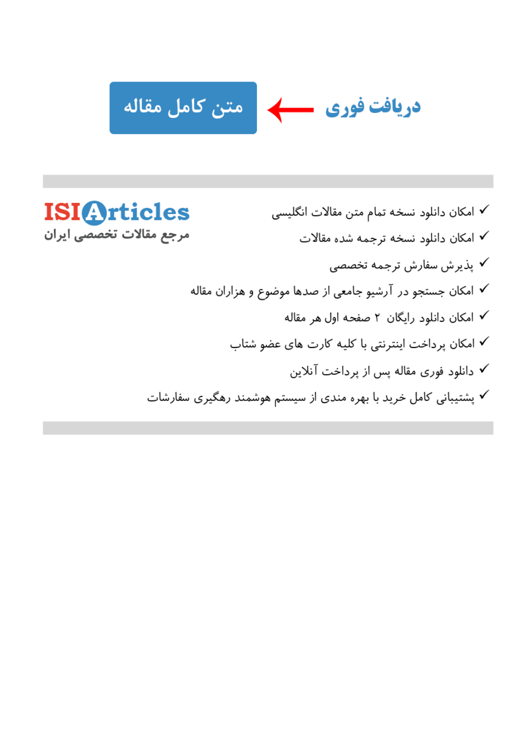دریافت فوری ← **متن کامل مقاله**

**ISIArticles**
مرجع مقالات تخصصی ایران

- ✓ امکان دانلود نسخه تمام متن مقالات انگلیسی
- ✓ امکان دانلود نسخه ترجمه شده مقالات
- ✓ پذیرش سفارش ترجمه تخصصی
- ✓ امکان جستجو در آرشیو جامعی از صدها موضوع و هزاران مقاله
- ✓ امکان دانلود رایگان ۲ صفحه اول هر مقاله
- ✓ امکان پرداخت اینترنتی با کلیه کارت های عضو شتاب
- ✓ دانلود فوری مقاله پس از پرداخت آنلاین
- ✓ پشتیبانی کامل خرید با بهره مندی از سیستم هوشمند رهگیری سفارشات